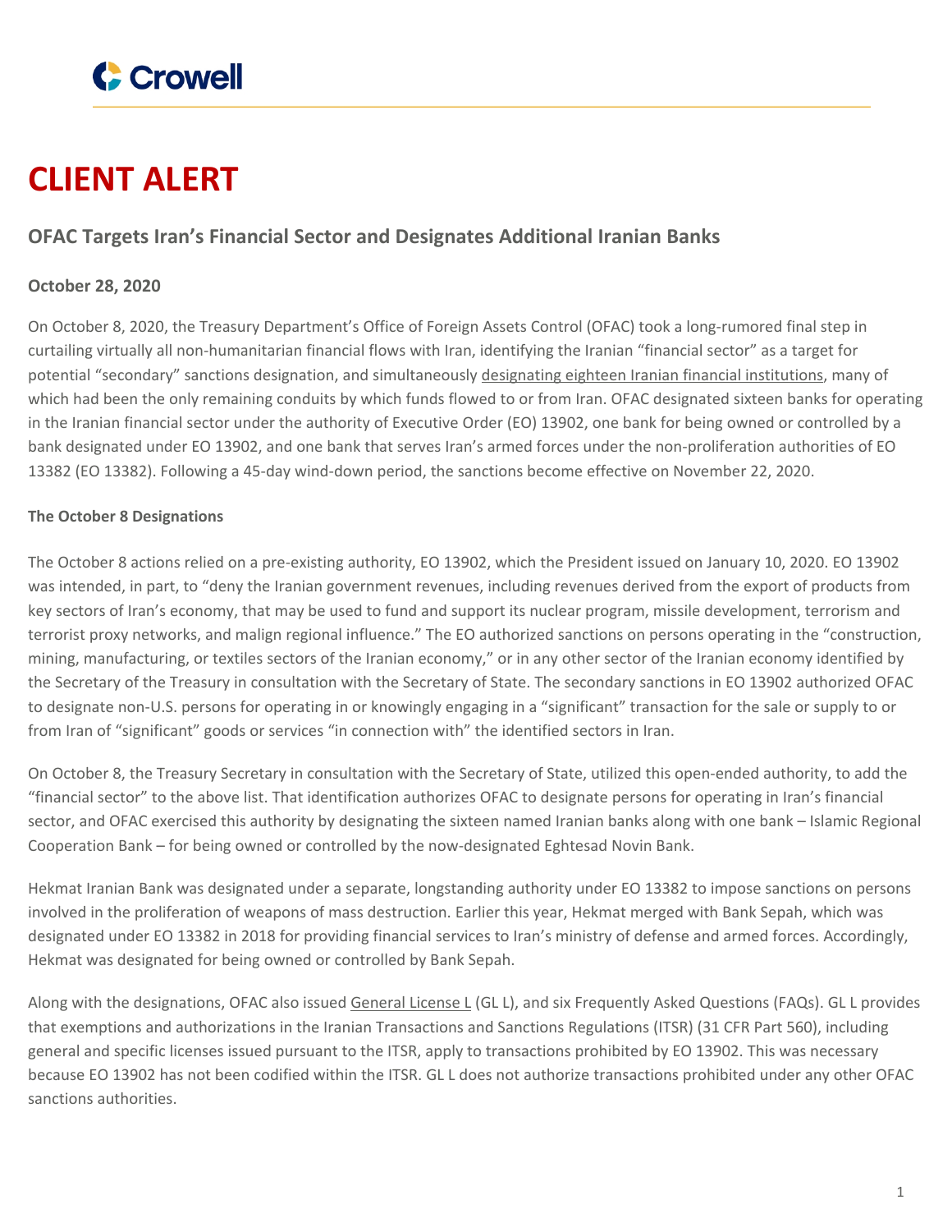# CLIENT ALERT

## OFAC Targets Iran's Financial Sector and Designates Additional Iranian Banks

**October 28, 2020**

On October 8, 2020, the Treasury Department's Office of Foreign Assets Control (OFAC) took a long-rumored final step in curtailing virtually all non-humanitarian financial flows with Iran, identifying the Iranian "financial sector" as a target for potential "secondary" sanctions designation, and simultaneously designating eighteen Iranian financial institutions, many of which had been the only remaining conduits by which funds flowed to or from Iran. OFAC designated sixteen banks for operating in the Iranian financial sector under the authority of Executive Order (EO) 13902, one bank for being owned or controlled by a bank designated under EO 13902, and one bank that serves Iran's armed forces under the non-proliferation authorities of EO 13382 (EO 13382). Following a 45-day wind-down period, the sanctions become effective on November 22, 2020.

**The October 8 Designations**

The October 8 actions relied on a pre-existing authority, EO 13902, which the President issued on January 10, 2020. EO 13902 was intended, in part, to "deny the Iranian government revenues, including revenues derived from the export of products from key sectors of Iran's economy, that may be used to fund and support its nuclear program, missile development, terrorism and terrorist proxy networks, and malign regional influence." The EO authorized sanctions on persons operating in the "construction, mining, manufacturing, or textiles sectors of the Iranian economy," or in any other sector of the Iranian economy identified by the Secretary of the Treasury in consultation with the Secretary of State. The secondary sanctions in EO 13902 authorized OFAC to designate non-U.S. persons for operating in or knowingly engaging in a "significant" transaction for the sale or supply to or from Iran of "significant" goods or services "in connection with" the identified sectors in Iran.

On October 8, the Treasury Secretary in consultation with the Secretary of State, utilized this open-ended authority, to add the "financial sector" to the above list. That identification authorizes OFAC to designate persons for operating in Iran's financial sector, and OFAC exercised this authority by designating the sixteen named Iranian banks along with one bank – Islamic Regional Cooperation Bank – for being owned or controlled by the now-designated Eghtesad Novin Bank.

Hekmat Iranian Bank was designated under a separate, longstanding authority under EO 13382 to impose sanctions on persons involved in the proliferation of weapons of mass destruction. Earlier this year, Hekmat merged with Bank Sepah, which was designated under EO 13382 in 2018 for providing financial services to Iran's ministry of defense and armed forces. Accordingly, Hekmat was designated for being owned or controlled by Bank Sepah.

Along with the designations, OFAC also issued General License L (GL L), and six Frequently Asked Questions (FAQs). GL L provides that exemptions and authorizations in the Iranian Transactions and Sanctions Regulations (ITSR) (31 CFR Part 560), including general and specific licenses issued pursuant to the ITSR, apply to transactions prohibited by EO 13902. This was necessary because EO 13902 has not been codified within the ITSR. GL L does not authorize transactions prohibited under any other OFAC sanctions authorities.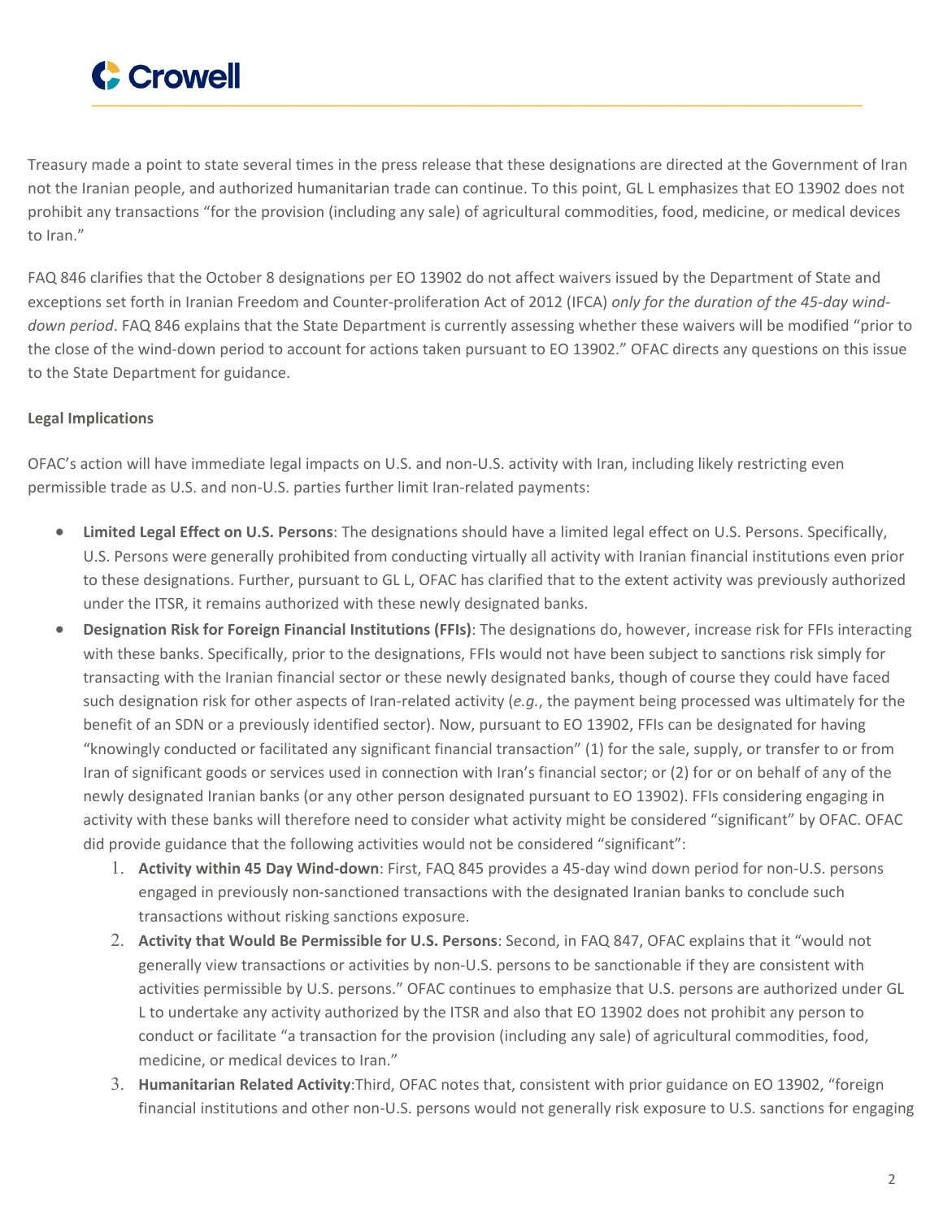Treasury made a point to state several times in the press release that these designations are directed at the Government of Iran not the Iranian people, and authorized humanitarian trade can continue. To this point, GL L emphasizes that EO 13902 does not prohibit any transactions "for the provision (including any sale) of agricultural commodities, food, medicine, or medical devices to Iran."

FAQ 846 clarifies that the October 8 designations per EO 13902 do not affect waivers issued by the Department of State and exceptions set forth in Iranian Freedom and Counter-proliferation Act of 2012 (IFCA) *only for the duration of the 45-day wind-down period*. FAQ 846 explains that the State Department is currently assessing whether these waivers will be modified "prior to the close of the wind-down period to account for actions taken pursuant to EO 13902." OFAC directs any questions on this issue to the State Department for guidance.

**Legal Implications**

OFAC's action will have immediate legal impacts on U.S. and non-U.S. activity with Iran, including likely restricting even permissible trade as U.S. and non-U.S. parties further limit Iran-related payments:

- **Limited Legal Effect on U.S. Persons**: The designations should have a limited legal effect on U.S. Persons. Specifically, U.S. Persons were generally prohibited from conducting virtually all activity with Iranian financial institutions even prior to these designations. Further, pursuant to GL L, OFAC has clarified that to the extent activity was previously authorized under the ITSR, it remains authorized with these newly designated banks.
- **Designation Risk for Foreign Financial Institutions (FFIs)**: The designations do, however, increase risk for FFIs interacting with these banks. Specifically, prior to the designations, FFIs would not have been subject to sanctions risk simply for transacting with the Iranian financial sector or these newly designated banks, though of course they could have faced such designation risk for other aspects of Iran-related activity (*e.g.*, the payment being processed was ultimately for the benefit of an SDN or a previously identified sector). Now, pursuant to EO 13902, FFIs can be designated for having "knowingly conducted or facilitated any significant financial transaction" (1) for the sale, supply, or transfer to or from Iran of significant goods or services used in connection with Iran's financial sector; or (2) for or on behalf of any of the newly designated Iranian banks (or any other person designated pursuant to EO 13902). FFIs considering engaging in activity with these banks will therefore need to consider what activity might be considered "significant" by OFAC. OFAC did provide guidance that the following activities would not be considered "significant":
  1. **Activity within 45 Day Wind-down**: First, FAQ 845 provides a 45-day wind down period for non-U.S. persons engaged in previously non-sanctioned transactions with the designated Iranian banks to conclude such transactions without risking sanctions exposure.
  2. **Activity that Would Be Permissible for U.S. Persons**: Second, in FAQ 847, OFAC explains that it "would not generally view transactions or activities by non-U.S. persons to be sanctionable if they are consistent with activities permissible by U.S. persons." OFAC continues to emphasize that U.S. persons are authorized under GL L to undertake any activity authorized by the ITSR and also that EO 13902 does not prohibit any person to conduct or facilitate "a transaction for the provision (including any sale) of agricultural commodities, food, medicine, or medical devices to Iran."
  3. **Humanitarian Related Activity**:Third, OFAC notes that, consistent with prior guidance on EO 13902, "foreign financial institutions and other non-U.S. persons would not generally risk exposure to U.S. sanctions for engaging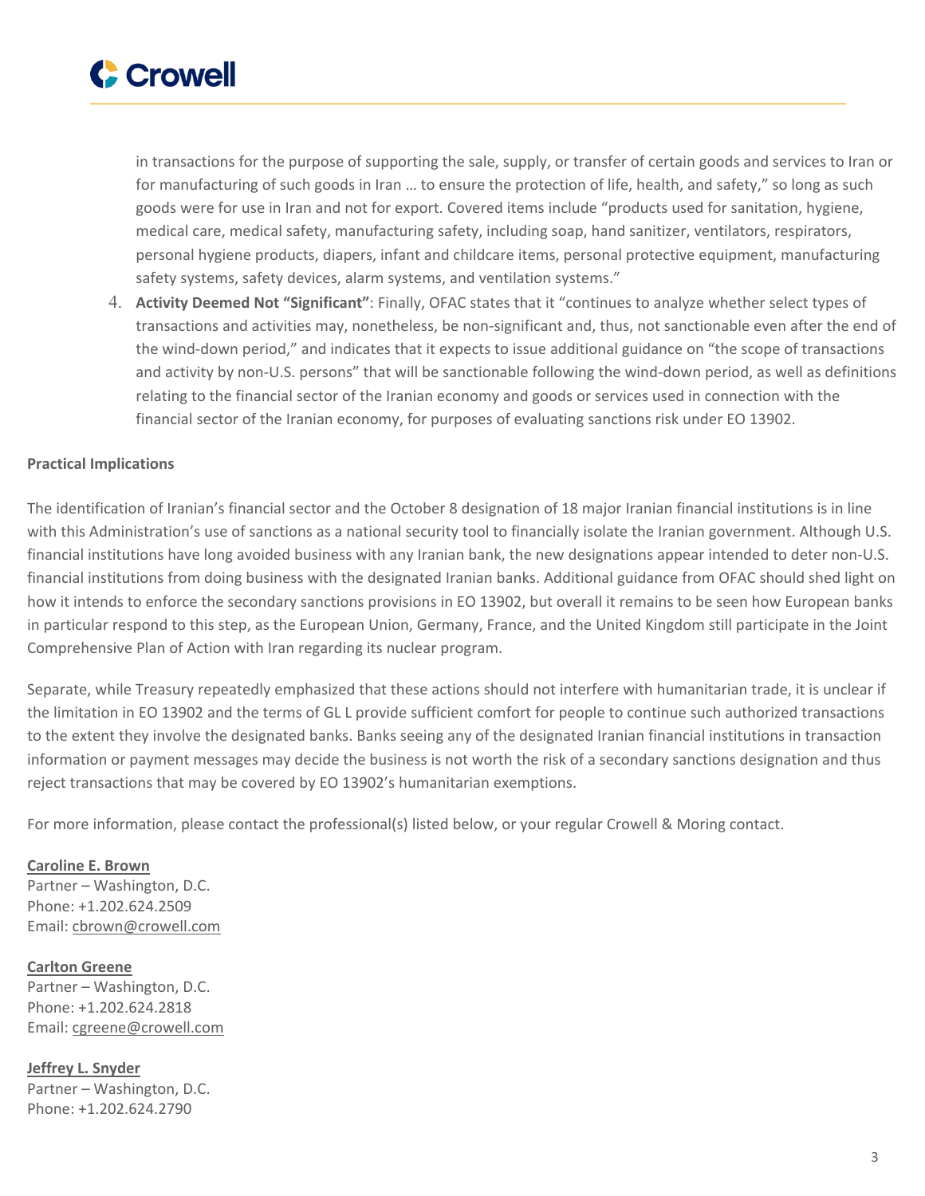in transactions for the purpose of supporting the sale, supply, or transfer of certain goods and services to Iran or for manufacturing of such goods in Iran … to ensure the protection of life, health, and safety," so long as such goods were for use in Iran and not for export. Covered items include "products used for sanitation, hygiene, medical care, medical safety, manufacturing safety, including soap, hand sanitizer, ventilators, respirators, personal hygiene products, diapers, infant and childcare items, personal protective equipment, manufacturing safety systems, safety devices, alarm systems, and ventilation systems."

4. **Activity Deemed Not "Significant"**: Finally, OFAC states that it "continues to analyze whether select types of transactions and activities may, nonetheless, be non-significant and, thus, not sanctionable even after the end of the wind-down period," and indicates that it expects to issue additional guidance on "the scope of transactions and activity by non-U.S. persons" that will be sanctionable following the wind-down period, as well as definitions relating to the financial sector of the Iranian economy and goods or services used in connection with the financial sector of the Iranian economy, for purposes of evaluating sanctions risk under EO 13902.

**Practical Implications**

The identification of Iranian's financial sector and the October 8 designation of 18 major Iranian financial institutions is in line with this Administration's use of sanctions as a national security tool to financially isolate the Iranian government. Although U.S. financial institutions have long avoided business with any Iranian bank, the new designations appear intended to deter non-U.S. financial institutions from doing business with the designated Iranian banks. Additional guidance from OFAC should shed light on how it intends to enforce the secondary sanctions provisions in EO 13902, but overall it remains to be seen how European banks in particular respond to this step, as the European Union, Germany, France, and the United Kingdom still participate in the Joint Comprehensive Plan of Action with Iran regarding its nuclear program.

Separate, while Treasury repeatedly emphasized that these actions should not interfere with humanitarian trade, it is unclear if the limitation in EO 13902 and the terms of GL L provide sufficient comfort for people to continue such authorized transactions to the extent they involve the designated banks. Banks seeing any of the designated Iranian financial institutions in transaction information or payment messages may decide the business is not worth the risk of a secondary sanctions designation and thus reject transactions that may be covered by EO 13902's humanitarian exemptions.

For more information, please contact the professional(s) listed below, or your regular Crowell & Moring contact.

**Caroline E. Brown**
Partner – Washington, D.C.
Phone: +1.202.624.2509
Email: cbrown@crowell.com

**Carlton Greene**
Partner – Washington, D.C.
Phone: +1.202.624.2818
Email: cgreene@crowell.com

**Jeffrey L. Snyder**
Partner – Washington, D.C.
Phone: +1.202.624.2790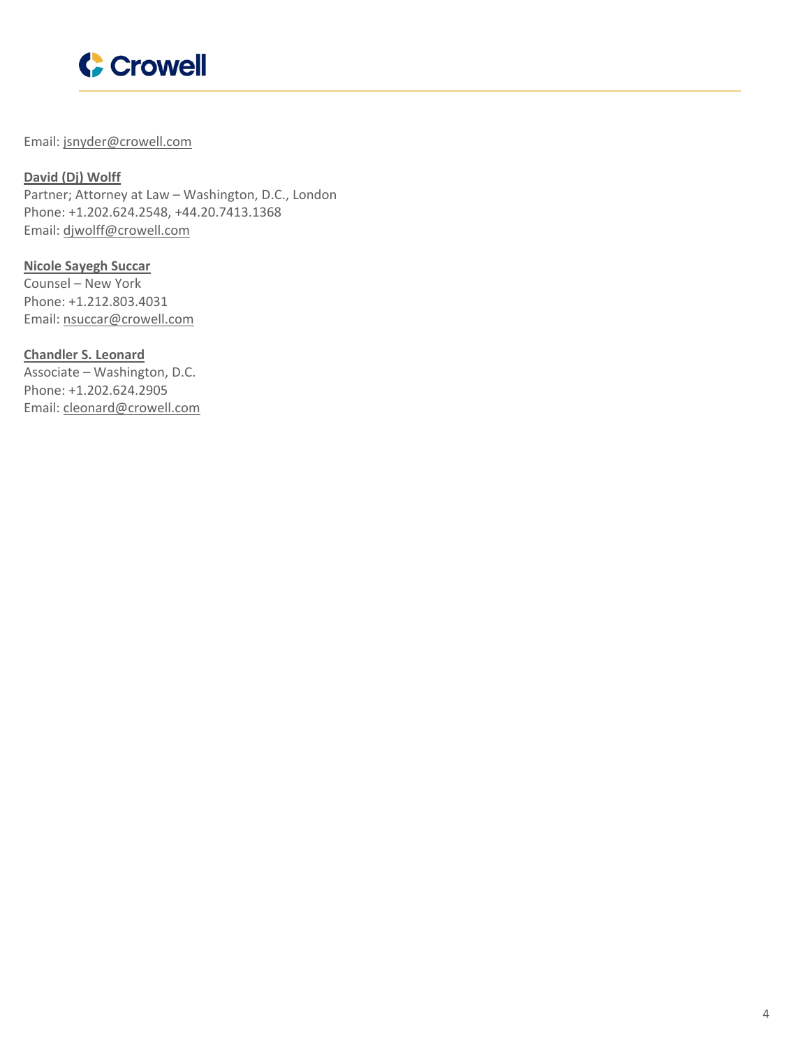Email: jsnyder@crowell.com

**David (Dj) Wolff**
Partner; Attorney at Law – Washington, D.C., London
Phone: +1.202.624.2548, +44.20.7413.1368
Email: djwolff@crowell.com

**Nicole Sayegh Succar**
Counsel – New York
Phone: +1.212.803.4031
Email: nsuccar@crowell.com

**Chandler S. Leonard**
Associate – Washington, D.C.
Phone: +1.202.624.2905
Email: cleonard@crowell.com